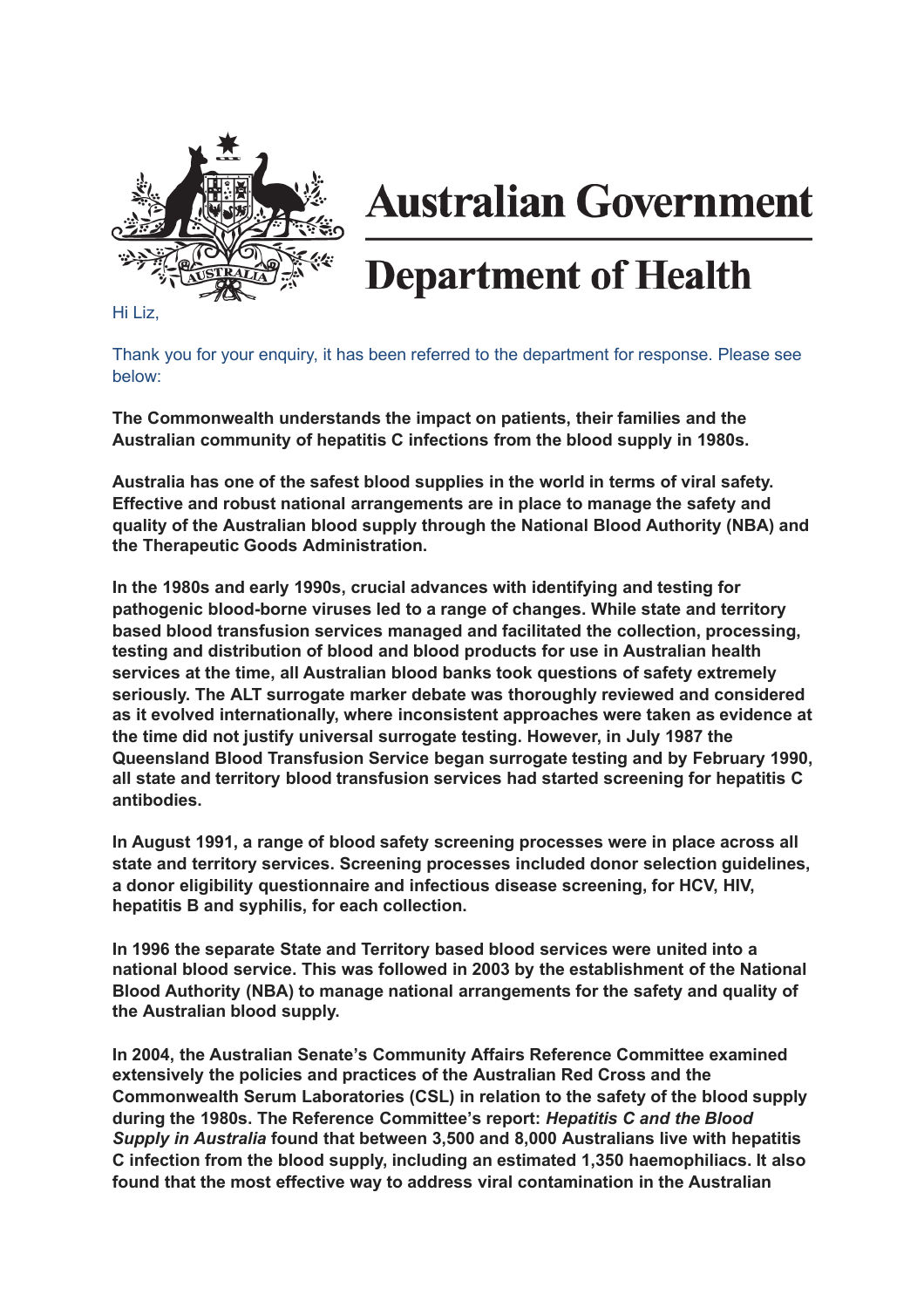# Australian Government

# Department of Health

Hi Liz,

Thank you for your enquiry, it has been referred to the department for response. Please see below:

**The Commonwealth understands the impact on patients, their families and the Australian community of hepatitis C infections from the blood supply in 1980s.**

**Australia has one of the safest blood supplies in the world in terms of viral safety. Effective and robust national arrangements are in place to manage the safety and quality of the Australian blood supply through the National Blood Authority (NBA) and the Therapeutic Goods Administration.**

**In the 1980s and early 1990s, crucial advances with identifying and testing for pathogenic blood-borne viruses led to a range of changes. While state and territory based blood transfusion services managed and facilitated the collection, processing, testing and distribution of blood and blood products for use in Australian health services at the time, all Australian blood banks took questions of safety extremely seriously. The ALT surrogate marker debate was thoroughly reviewed and considered as it evolved internationally, where inconsistent approaches were taken as evidence at the time did not justify universal surrogate testing. However, in July 1987 the Queensland Blood Transfusion Service began surrogate testing and by February 1990, all state and territory blood transfusion services had started screening for hepatitis C antibodies.**

**In August 1991, a range of blood safety screening processes were in place across all state and territory services. Screening processes included donor selection guidelines, a donor eligibility questionnaire and infectious disease screening, for HCV, HIV, hepatitis B and syphilis, for each collection.**

**In 1996 the separate State and Territory based blood services were united into a national blood service. This was followed in 2003 by the establishment of the National Blood Authority (NBA) to manage national arrangements for the safety and quality of the Australian blood supply.**

**In 2004, the Australian Senate's Community Affairs Reference Committee examined extensively the policies and practices of the Australian Red Cross and the Commonwealth Serum Laboratories (CSL) in relation to the safety of the blood supply during the 1980s. The Reference Committee's report: *Hepatitis C and the Blood Supply in Australia* found that between 3,500 and 8,000 Australians live with hepatitis C infection from the blood supply, including an estimated 1,350 haemophiliacs. It also found that the most effective way to address viral contamination in the Australian**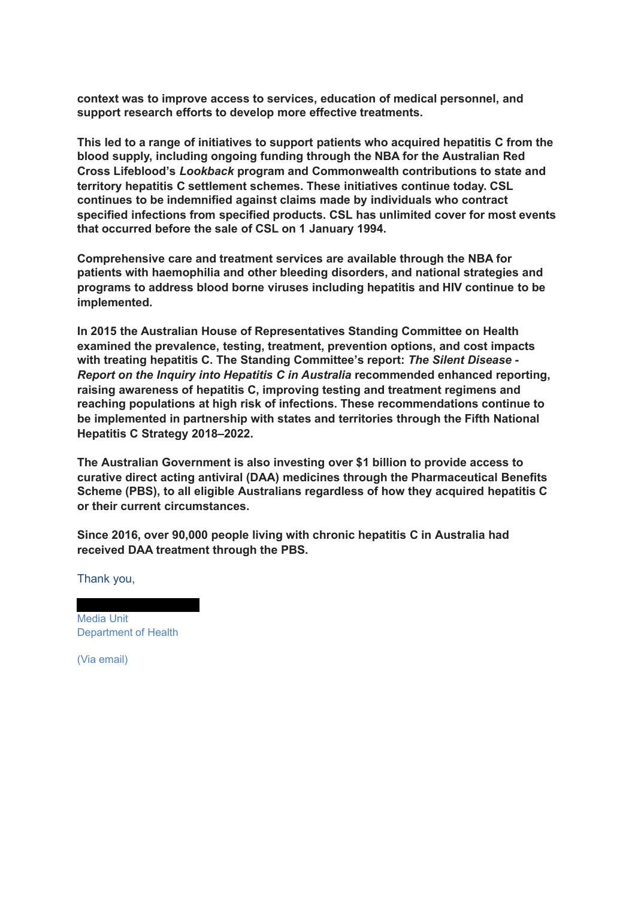**context was to improve access to services, education of medical personnel, and support research efforts to develop more effective treatments.**

**This led to a range of initiatives to support patients who acquired hepatitis C from the blood supply, including ongoing funding through the NBA for the Australian Red Cross Lifeblood's *Lookback* program and Commonwealth contributions to state and territory hepatitis C settlement schemes. These initiatives continue today. CSL continues to be indemnified against claims made by individuals who contract specified infections from specified products. CSL has unlimited cover for most events that occurred before the sale of CSL on 1 January 1994.**

**Comprehensive care and treatment services are available through the NBA for patients with haemophilia and other bleeding disorders, and national strategies and programs to address blood borne viruses including hepatitis and HIV continue to be implemented.**

**In 2015 the Australian House of Representatives Standing Committee on Health examined the prevalence, testing, treatment, prevention options, and cost impacts with treating hepatitis C. The Standing Committee's report: *The Silent Disease - Report on the Inquiry into Hepatitis C in Australia* recommended enhanced reporting, raising awareness of hepatitis C, improving testing and treatment regimens and reaching populations at high risk of infections. These recommendations continue to be implemented in partnership with states and territories through the Fifth National Hepatitis C Strategy 2018–2022.**

**The Australian Government is also investing over $1 billion to provide access to curative direct acting antiviral (DAA) medicines through the Pharmaceutical Benefits Scheme (PBS), to all eligible Australians regardless of how they acquired hepatitis C or their current circumstances.**

**Since 2016, over 90,000 people living with chronic hepatitis C in Australia had received DAA treatment through the PBS.**

Thank you,

Media Unit
Department of Health

(Via email)